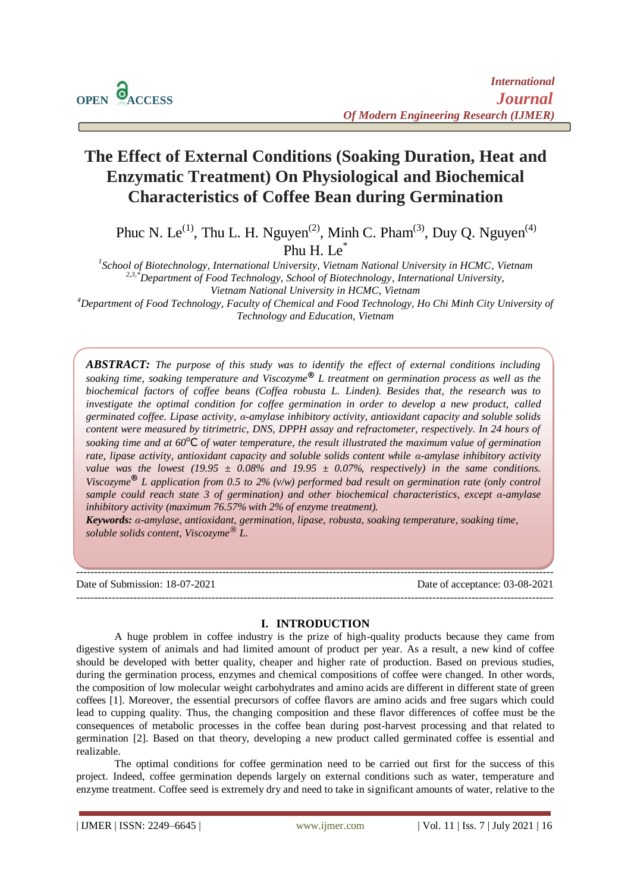# The Effect of External Conditions (Soaking Duration, Heat and Enzymatic Treatment) On Physiological and Biochemical Characteristics of Coffee Bean during Germination

Phuc N. Le[(1)], Thu L. H. Nguyen[(2)], Minh C. Pham[(3)], Duy Q. Nguyen[(4)]
Phu H. Le[*]

[1]School of Biotechnology, International University, Vietnam National University in HCMC, Vietnam
[2,3,*]Department of Food Technology, School of Biotechnology, International University, Vietnam National University in HCMC, Vietnam
[4]Department of Food Technology, Faculty of Chemical and Food Technology, Ho Chi Minh City University of Technology and Education, Vietnam

***ABSTRACT:*** *The purpose of this study was to identify the effect of external conditions including soaking time, soaking temperature and Viscozyme® L treatment on germination process as well as the biochemical factors of coffee beans (Coffea robusta L. Linden). Besides that, the research was to investigate the optimal condition for coffee germination in order to develop a new product, called germinated coffee. Lipase activity, α-amylase inhibitory activity, antioxidant capacity and soluble solids content were measured by titrimetric, DNS, DPPH assay and refractometer, respectively. In 24 hours of soaking time and at 60℃ of water temperature, the result illustrated the maximum value of germination rate, lipase activity, antioxidant capacity and soluble solids content while α-amylase inhibitory activity value was the lowest (19.95 ± 0.08% and 19.95 ± 0.07%, respectively) in the same conditions. Viscozyme® L application from 0.5 to 2% (v/w) performed bad result on germination rate (only control sample could reach state 3 of germination) and other biochemical characteristics, except α-amylase inhibitory activity (maximum 76.57% with 2% of enzyme treatment).*

***Keywords:*** *α-amylase, antioxidant, germination, lipase, robusta, soaking temperature, soaking time, soluble solids content, Viscozyme® L.*

---

Date of Submission: 18-07-2021 Date of acceptance: 03-08-2021

---

## I. INTRODUCTION

A huge problem in coffee industry is the prize of high-quality products because they came from digestive system of animals and had limited amount of product per year. As a result, a new kind of coffee should be developed with better quality, cheaper and higher rate of production. Based on previous studies, during the germination process, enzymes and chemical compositions of coffee were changed. In other words, the composition of low molecular weight carbohydrates and amino acids are different in different state of green coffees [1]. Moreover, the essential precursors of coffee flavors are amino acids and free sugars which could lead to cupping quality. Thus, the changing composition and these flavor differences of coffee must be the consequences of metabolic processes in the coffee bean during post-harvest processing and that related to germination [2]. Based on that theory, developing a new product called germinated coffee is essential and realizable.

The optimal conditions for coffee germination need to be carried out first for the success of this project. Indeed, coffee germination depends largely on external conditions such as water, temperature and enzyme treatment. Coffee seed is extremely dry and need to take in significant amounts of water, relative to the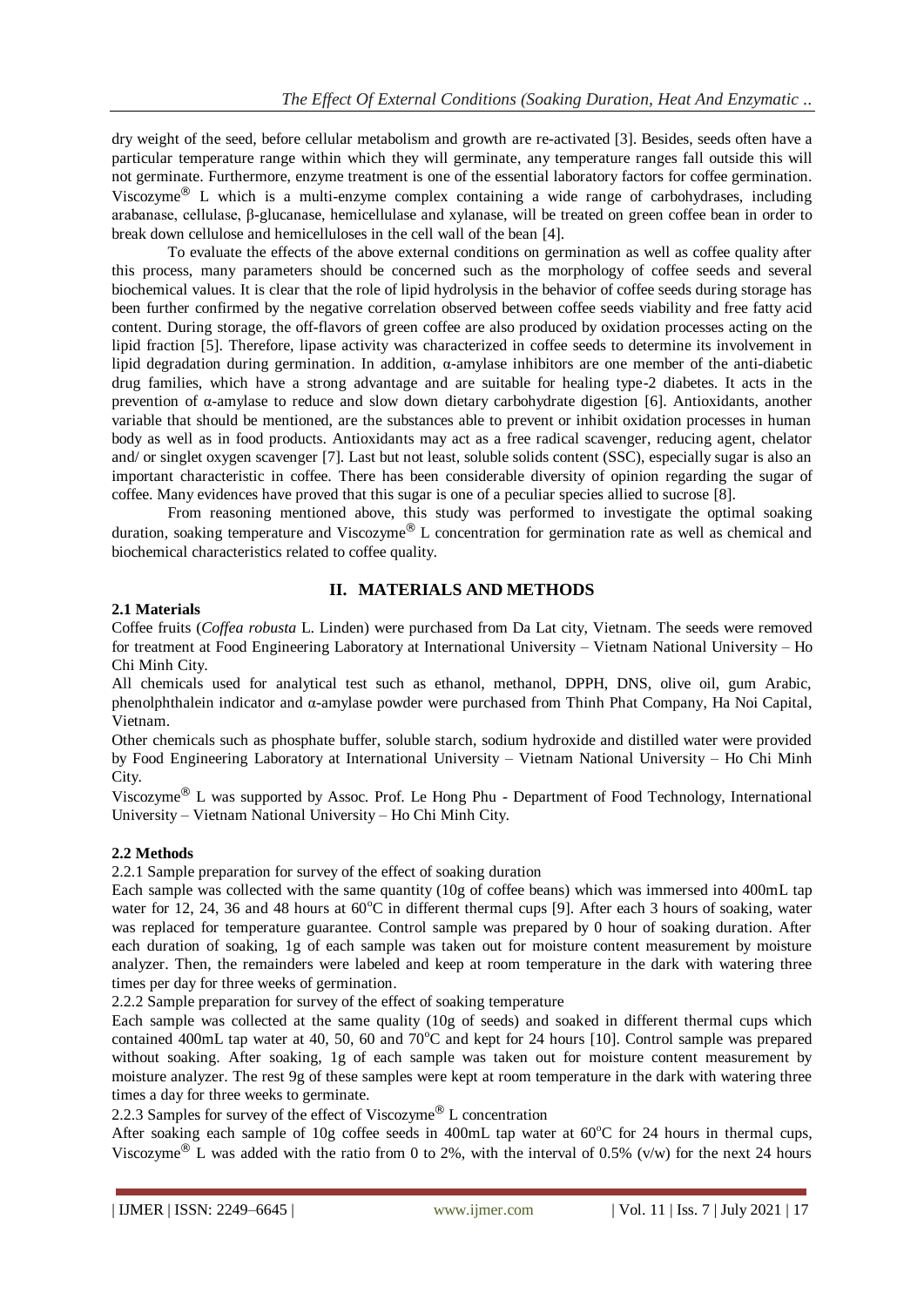dry weight of the seed, before cellular metabolism and growth are re-activated [3]. Besides, seeds often have a particular temperature range within which they will germinate, any temperature ranges fall outside this will not germinate. Furthermore, enzyme treatment is one of the essential laboratory factors for coffee germination. Viscozyme® L which is a multi-enzyme complex containing a wide range of carbohydrases, including arabanase, cellulase, β-glucanase, hemicellulase and xylanase, will be treated on green coffee bean in order to break down cellulose and hemicelluloses in the cell wall of the bean [4].

To evaluate the effects of the above external conditions on germination as well as coffee quality after this process, many parameters should be concerned such as the morphology of coffee seeds and several biochemical values. It is clear that the role of lipid hydrolysis in the behavior of coffee seeds during storage has been further confirmed by the negative correlation observed between coffee seeds viability and free fatty acid content. During storage, the off-flavors of green coffee are also produced by oxidation processes acting on the lipid fraction [5]. Therefore, lipase activity was characterized in coffee seeds to determine its involvement in lipid degradation during germination. In addition, α-amylase inhibitors are one member of the anti-diabetic drug families, which have a strong advantage and are suitable for healing type-2 diabetes. It acts in the prevention of α-amylase to reduce and slow down dietary carbohydrate digestion [6]. Antioxidants, another variable that should be mentioned, are the substances able to prevent or inhibit oxidation processes in human body as well as in food products. Antioxidants may act as a free radical scavenger, reducing agent, chelator and/ or singlet oxygen scavenger [7]. Last but not least, soluble solids content (SSC), especially sugar is also an important characteristic in coffee. There has been considerable diversity of opinion regarding the sugar of coffee. Many evidences have proved that this sugar is one of a peculiar species allied to sucrose [8].

From reasoning mentioned above, this study was performed to investigate the optimal soaking duration, soaking temperature and Viscozyme® L concentration for germination rate as well as chemical and biochemical characteristics related to coffee quality.

## II. MATERIALS AND METHODS

### 2.1 Materials

Coffee fruits (*Coffea robusta* L. Linden) were purchased from Da Lat city, Vietnam. The seeds were removed for treatment at Food Engineering Laboratory at International University – Vietnam National University – Ho Chi Minh City.

All chemicals used for analytical test such as ethanol, methanol, DPPH, DNS, olive oil, gum Arabic, phenolphthalein indicator and α-amylase powder were purchased from Thinh Phat Company, Ha Noi Capital, Vietnam.

Other chemicals such as phosphate buffer, soluble starch, sodium hydroxide and distilled water were provided by Food Engineering Laboratory at International University – Vietnam National University – Ho Chi Minh City.

Viscozyme® L was supported by Assoc. Prof. Le Hong Phu - Department of Food Technology, International University – Vietnam National University – Ho Chi Minh City.

### 2.2 Methods

2.2.1 Sample preparation for survey of the effect of soaking duration

Each sample was collected with the same quantity (10g of coffee beans) which was immersed into 400mL tap water for 12, 24, 36 and 48 hours at 60°C in different thermal cups [9]. After each 3 hours of soaking, water was replaced for temperature guarantee. Control sample was prepared by 0 hour of soaking duration. After each duration of soaking, 1g of each sample was taken out for moisture content measurement by moisture analyzer. Then, the remainders were labeled and keep at room temperature in the dark with watering three times per day for three weeks of germination.

2.2.2 Sample preparation for survey of the effect of soaking temperature

Each sample was collected at the same quality (10g of seeds) and soaked in different thermal cups which contained 400mL tap water at 40, 50, 60 and 70°C and kept for 24 hours [10]. Control sample was prepared without soaking. After soaking, 1g of each sample was taken out for moisture content measurement by moisture analyzer. The rest 9g of these samples were kept at room temperature in the dark with watering three times a day for three weeks to germinate.

2.2.3 Samples for survey of the effect of Viscozyme® L concentration

After soaking each sample of 10g coffee seeds in 400mL tap water at 60°C for 24 hours in thermal cups, Viscozyme® L was added with the ratio from 0 to 2%, with the interval of 0.5% (v/w) for the next 24 hours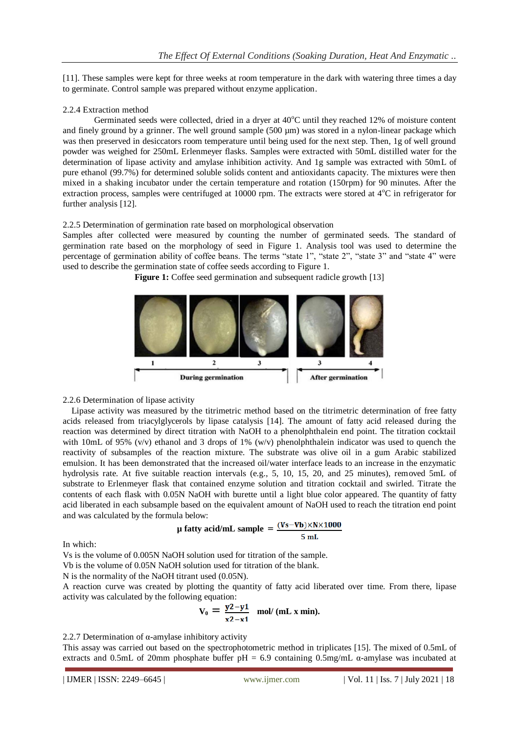[11]. These samples were kept for three weeks at room temperature in the dark with watering three times a day to germinate. Control sample was prepared without enzyme application.

2.2.4 Extraction method

Germinated seeds were collected, dried in a dryer at 40°C until they reached 12% of moisture content and finely ground by a grinner. The well ground sample (500 µm) was stored in a nylon-linear package which was then preserved in desiccators room temperature until being used for the next step. Then, 1g of well ground powder was weighed for 250mL Erlenmeyer flasks. Samples were extracted with 50mL distilled water for the determination of lipase activity and amylase inhibition activity. And 1g sample was extracted with 50mL of pure ethanol (99.7%) for determined soluble solids content and antioxidants capacity. The mixtures were then mixed in a shaking incubator under the certain temperature and rotation (150rpm) for 90 minutes. After the extraction process, samples were centrifuged at 10000 rpm. The extracts were stored at 4°C in refrigerator for further analysis [12].

2.2.5 Determination of germination rate based on morphological observation

Samples after collected were measured by counting the number of germinated seeds. The standard of germination rate based on the morphology of seed in Figure 1. Analysis tool was used to determine the percentage of germination ability of coffee beans. The terms "state 1", "state 2", "state 3" and "state 4" were used to describe the germination state of coffee seeds according to Figure 1.

**Figure 1:** Coffee seed germination and subsequent radicle growth [13]

2.2.6 Determination of lipase activity

Lipase activity was measured by the titrimetric method based on the titrimetric determination of free fatty acids released from triacylglycerols by lipase catalysis [14]. The amount of fatty acid released during the reaction was determined by direct titration with NaOH to a phenolphthalein end point. The titration cocktail with 10mL of 95% (v/v) ethanol and 3 drops of 1% (w/v) phenolphthalein indicator was used to quench the reactivity of subsamples of the reaction mixture. The substrate was olive oil in a gum Arabic stabilized emulsion. It has been demonstrated that the increased oil/water interface leads to an increase in the enzymatic hydrolysis rate. At five suitable reaction intervals (e.g., 5, 10, 15, 20, and 25 minutes), removed 5mL of substrate to Erlenmeyer flask that contained enzyme solution and titration cocktail and swirled. Titrate the contents of each flask with 0.05N NaOH with burette until a light blue color appeared. The quantity of fatty acid liberated in each subsample based on the equivalent amount of NaOH used to reach the titration end point and was calculated by the formula below:

$$\textbf{µ fatty acid/mL sample} = \frac{(Vs - Vb) \times N \times 1000}{5\ \text{mL}}$$

In which:

Vs is the volume of 0.005N NaOH solution used for titration of the sample.

Vb is the volume of 0.05N NaOH solution used for titration of the blank.

N is the normality of the NaOH titrant used (0.05N).

A reaction curve was created by plotting the quantity of fatty acid liberated over time. From there, lipase activity was calculated by the following equation:

$$V_0 = \frac{y2 - y1}{x2 - x1} \quad \text{mol/ (mL x min).}$$

2.2.7 Determination of α-amylase inhibitory activity

This assay was carried out based on the spectrophotometric method in triplicates [15]. The mixed of 0.5mL of extracts and 0.5mL of 20mm phosphate buffer pH = 6.9 containing 0.5mg/mL α-amylase was incubated at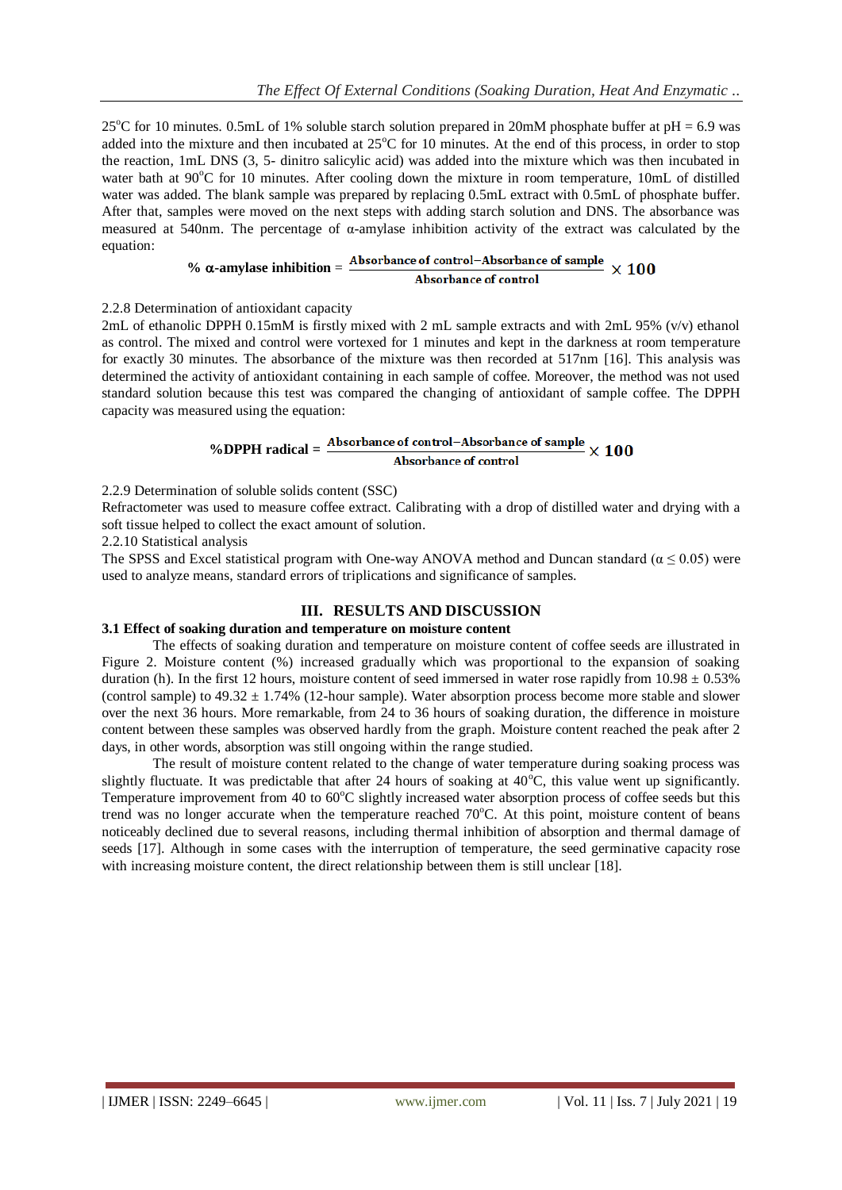25°C for 10 minutes. 0.5mL of 1% soluble starch solution prepared in 20mM phosphate buffer at pH = 6.9 was added into the mixture and then incubated at 25°C for 10 minutes. At the end of this process, in order to stop the reaction, 1mL DNS (3, 5- dinitro salicylic acid) was added into the mixture which was then incubated in water bath at 90°C for 10 minutes. After cooling down the mixture in room temperature, 10mL of distilled water was added. The blank sample was prepared by replacing 0.5mL extract with 0.5mL of phosphate buffer. After that, samples were moved on the next steps with adding starch solution and DNS. The absorbance was measured at 540nm. The percentage of α-amylase inhibition activity of the extract was calculated by the equation:

$$\%\ \alpha\text{-amylase inhibition} = \frac{\text{Absorbance of control} - \text{Absorbance of sample}}{\text{Absorbance of control}} \times 100$$

2.2.8 Determination of antioxidant capacity

2mL of ethanolic DPPH 0.15mM is firstly mixed with 2 mL sample extracts and with 2mL 95% (v/v) ethanol as control. The mixed and control were vortexed for 1 minutes and kept in the darkness at room temperature for exactly 30 minutes. The absorbance of the mixture was then recorded at 517nm [16]. This analysis was determined the activity of antioxidant containing in each sample of coffee. Moreover, the method was not used standard solution because this test was compared the changing of antioxidant of sample coffee. The DPPH capacity was measured using the equation:

$$\%\text{DPPH radical} = \frac{\text{Absorbance of control} - \text{Absorbance of sample}}{\text{Absorbance of control}} \times 100$$

2.2.9 Determination of soluble solids content (SSC)

Refractometer was used to measure coffee extract. Calibrating with a drop of distilled water and drying with a soft tissue helped to collect the exact amount of solution.

2.2.10 Statistical analysis

The SPSS and Excel statistical program with One-way ANOVA method and Duncan standard ($\alpha \leq 0.05$) were used to analyze means, standard errors of triplications and significance of samples.

## III. RESULTS AND DISCUSSION

### 3.1 Effect of soaking duration and temperature on moisture content

The effects of soaking duration and temperature on moisture content of coffee seeds are illustrated in Figure 2. Moisture content (%) increased gradually which was proportional to the expansion of soaking duration (h). In the first 12 hours, moisture content of seed immersed in water rose rapidly from 10.98 ± 0.53% (control sample) to 49.32 ± 1.74% (12-hour sample). Water absorption process become more stable and slower over the next 36 hours. More remarkable, from 24 to 36 hours of soaking duration, the difference in moisture content between these samples was observed hardly from the graph. Moisture content reached the peak after 2 days, in other words, absorption was still ongoing within the range studied.

The result of moisture content related to the change of water temperature during soaking process was slightly fluctuate. It was predictable that after 24 hours of soaking at 40°C, this value went up significantly. Temperature improvement from 40 to 60°C slightly increased water absorption process of coffee seeds but this trend was no longer accurate when the temperature reached 70°C. At this point, moisture content of beans noticeably declined due to several reasons, including thermal inhibition of absorption and thermal damage of seeds [17]. Although in some cases with the interruption of temperature, the seed germinative capacity rose with increasing moisture content, the direct relationship between them is still unclear [18].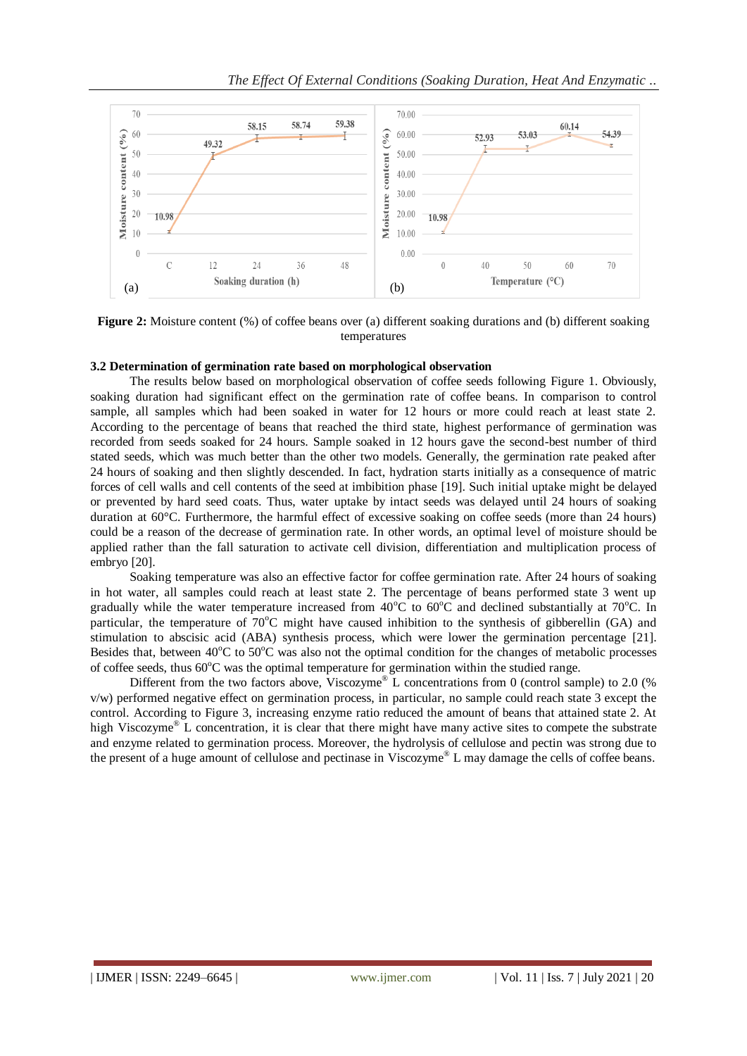**Figure 2:** Moisture content (%) of coffee beans over (a) different soaking durations and (b) different soaking temperatures

### 3.2 Determination of germination rate based on morphological observation

The results below based on morphological observation of coffee seeds following Figure 1. Obviously, soaking duration had significant effect on the germination rate of coffee beans. In comparison to control sample, all samples which had been soaked in water for 12 hours or more could reach at least state 2. According to the percentage of beans that reached the third state, highest performance of germination was recorded from seeds soaked for 24 hours. Sample soaked in 12 hours gave the second-best number of third stated seeds, which was much better than the other two models. Generally, the germination rate peaked after 24 hours of soaking and then slightly descended. In fact, hydration starts initially as a consequence of matric forces of cell walls and cell contents of the seed at imbibition phase [19]. Such initial uptake might be delayed or prevented by hard seed coats. Thus, water uptake by intact seeds was delayed until 24 hours of soaking duration at 60°C. Furthermore, the harmful effect of excessive soaking on coffee seeds (more than 24 hours) could be a reason of the decrease of germination rate. In other words, an optimal level of moisture should be applied rather than the fall saturation to activate cell division, differentiation and multiplication process of embryo [20].

Soaking temperature was also an effective factor for coffee germination rate. After 24 hours of soaking in hot water, all samples could reach at least state 2. The percentage of beans performed state 3 went up gradually while the water temperature increased from 40°C to 60°C and declined substantially at 70°C. In particular, the temperature of 70°C might have caused inhibition to the synthesis of gibberellin (GA) and stimulation to abscisic acid (ABA) synthesis process, which were lower the germination percentage [21]. Besides that, between 40°C to 50°C was also not the optimal condition for the changes of metabolic processes of coffee seeds, thus 60°C was the optimal temperature for germination within the studied range.

Different from the two factors above, Viscozyme® L concentrations from 0 (control sample) to 2.0 (% v/w) performed negative effect on germination process, in particular, no sample could reach state 3 except the control. According to Figure 3, increasing enzyme ratio reduced the amount of beans that attained state 2. At high Viscozyme® L concentration, it is clear that there might have many active sites to compete the substrate and enzyme related to germination process. Moreover, the hydrolysis of cellulose and pectin was strong due to the present of a huge amount of cellulose and pectinase in Viscozyme® L may damage the cells of coffee beans.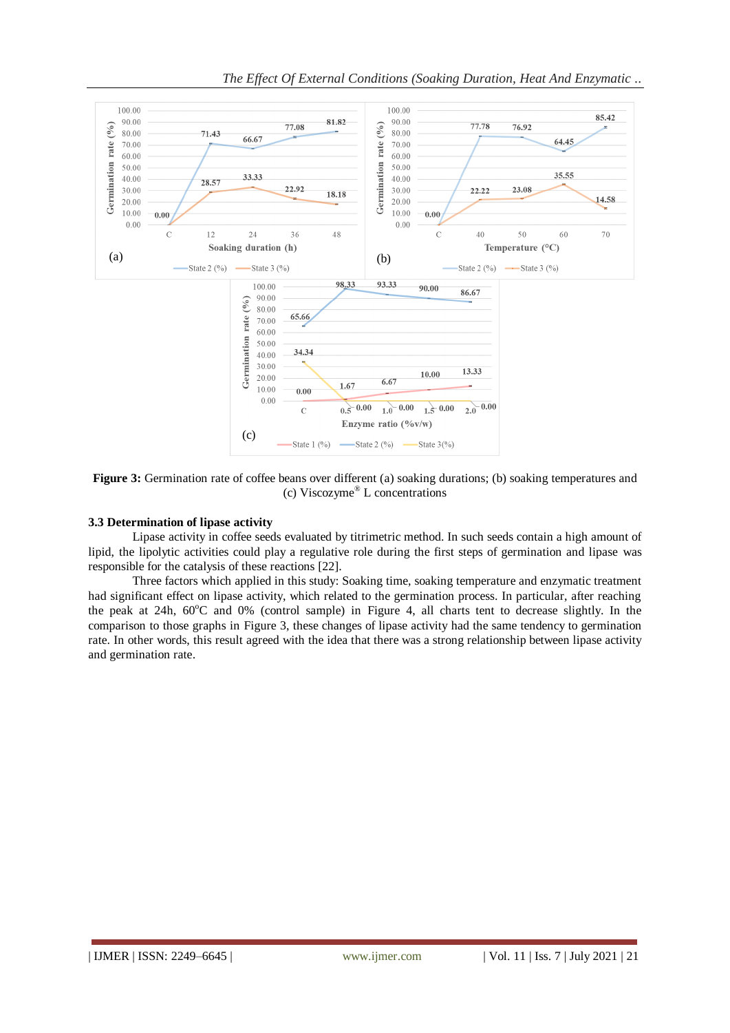**Figure 3:** Germination rate of coffee beans over different (a) soaking durations; (b) soaking temperatures and (c) Viscozyme® L concentrations

### 3.3 Determination of lipase activity

Lipase activity in coffee seeds evaluated by titrimetric method. In such seeds contain a high amount of lipid, the lipolytic activities could play a regulative role during the first steps of germination and lipase was responsible for the catalysis of these reactions [22].

Three factors which applied in this study: Soaking time, soaking temperature and enzymatic treatment had significant effect on lipase activity, which related to the germination process. In particular, after reaching the peak at 24h, 60°C and 0% (control sample) in Figure 4, all charts tent to decrease slightly. In the comparison to those graphs in Figure 3, these changes of lipase activity had the same tendency to germination rate. In other words, this result agreed with the idea that there was a strong relationship between lipase activity and germination rate.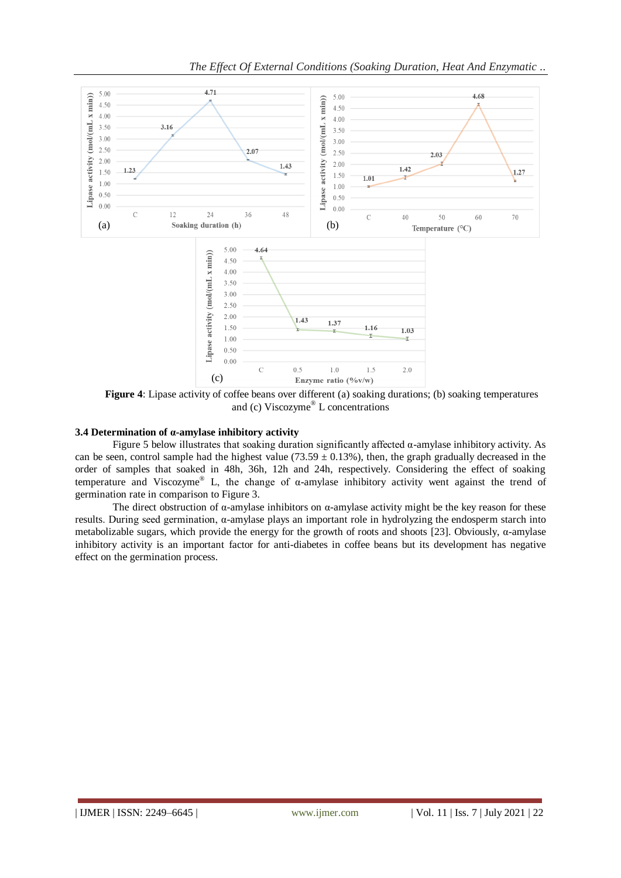**Figure 4**: Lipase activity of coffee beans over different (a) soaking durations; (b) soaking temperatures and (c) Viscozyme® L concentrations

### 3.4 Determination of α-amylase inhibitory activity

Figure 5 below illustrates that soaking duration significantly affected α-amylase inhibitory activity. As can be seen, control sample had the highest value ($73.59 \pm 0.13\%$), then, the graph gradually decreased in the order of samples that soaked in 48h, 36h, 12h and 24h, respectively. Considering the effect of soaking temperature and Viscozyme® L, the change of α-amylase inhibitory activity went against the trend of germination rate in comparison to Figure 3.

The direct obstruction of α-amylase inhibitors on α-amylase activity might be the key reason for these results. During seed germination, α-amylase plays an important role in hydrolyzing the endosperm starch into metabolizable sugars, which provide the energy for the growth of roots and shoots [23]. Obviously, α-amylase inhibitory activity is an important factor for anti-diabetes in coffee beans but its development has negative effect on the germination process.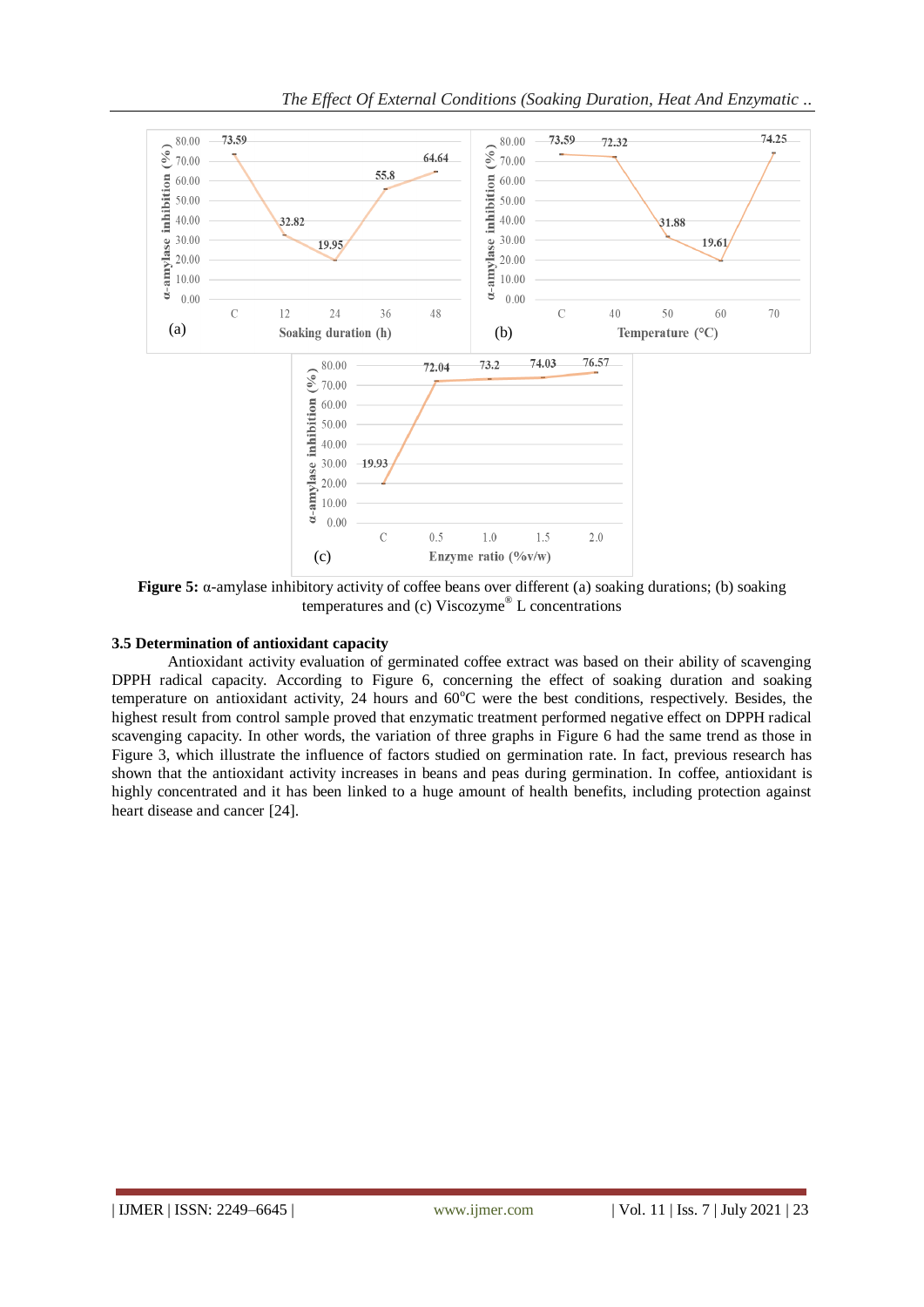**Figure 5:** α-amylase inhibitory activity of coffee beans over different (a) soaking durations; (b) soaking temperatures and (c) Viscozyme® L concentrations

### 3.5 Determination of antioxidant capacity

Antioxidant activity evaluation of germinated coffee extract was based on their ability of scavenging DPPH radical capacity. According to Figure 6, concerning the effect of soaking duration and soaking temperature on antioxidant activity, 24 hours and 60$^{o}$C were the best conditions, respectively. Besides, the highest result from control sample proved that enzymatic treatment performed negative effect on DPPH radical scavenging capacity. In other words, the variation of three graphs in Figure 6 had the same trend as those in Figure 3, which illustrate the influence of factors studied on germination rate. In fact, previous research has shown that the antioxidant activity increases in beans and peas during germination. In coffee, antioxidant is highly concentrated and it has been linked to a huge amount of health benefits, including protection against heart disease and cancer [24].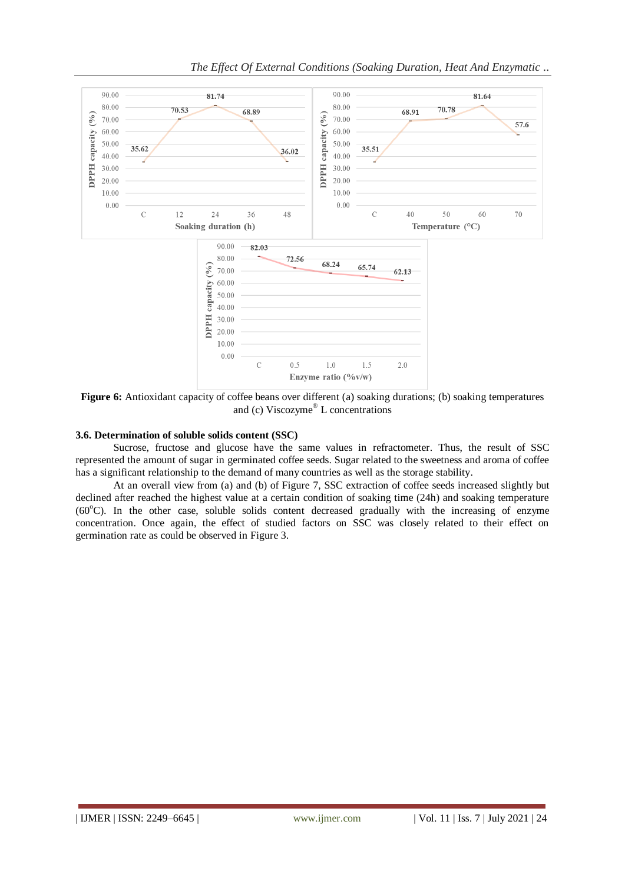**Figure 6:** Antioxidant capacity of coffee beans over different (a) soaking durations; (b) soaking temperatures and (c) Viscozyme® L concentrations

### 3.6. Determination of soluble solids content (SSC)

Sucrose, fructose and glucose have the same values in refractometer. Thus, the result of SSC represented the amount of sugar in germinated coffee seeds. Sugar related to the sweetness and aroma of coffee has a significant relationship to the demand of many countries as well as the storage stability.

At an overall view from (a) and (b) of Figure 7, SSC extraction of coffee seeds increased slightly but declined after reached the highest value at a certain condition of soaking time (24h) and soaking temperature (60°C). In the other case, soluble solids content decreased gradually with the increasing of enzyme concentration. Once again, the effect of studied factors on SSC was closely related to their effect on germination rate as could be observed in Figure 3.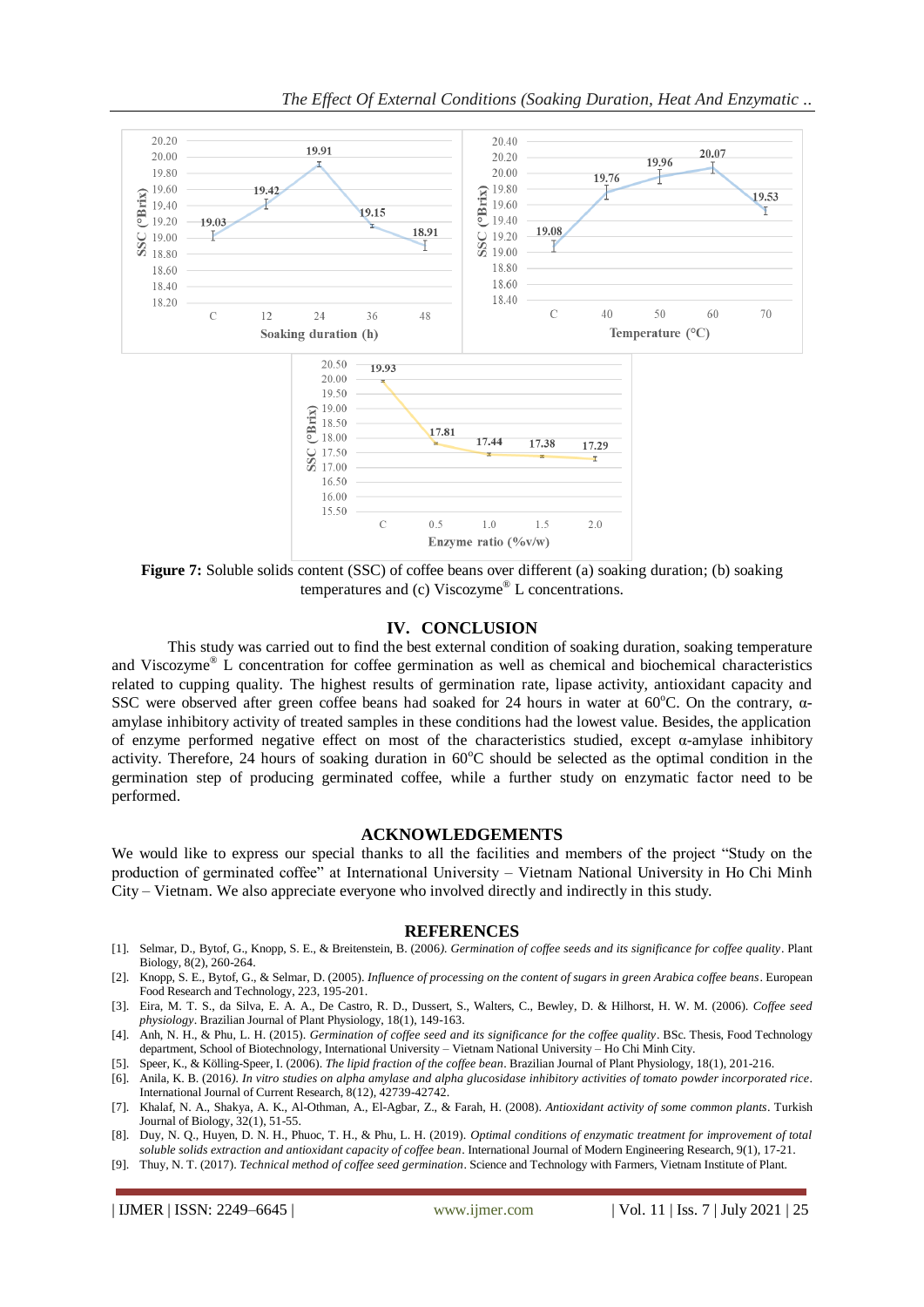**Figure 7:** Soluble solids content (SSC) of coffee beans over different (a) soaking duration; (b) soaking temperatures and (c) Viscozyme® L concentrations.

## IV. CONCLUSION

This study was carried out to find the best external condition of soaking duration, soaking temperature and Viscozyme® L concentration for coffee germination as well as chemical and biochemical characteristics related to cupping quality. The highest results of germination rate, lipase activity, antioxidant capacity and SSC were observed after green coffee beans had soaked for 24 hours in water at 60°C. On the contrary, α-amylase inhibitory activity of treated samples in these conditions had the lowest value. Besides, the application of enzyme performed negative effect on most of the characteristics studied, except α-amylase inhibitory activity. Therefore, 24 hours of soaking duration in 60°C should be selected as the optimal condition in the germination step of producing germinated coffee, while a further study on enzymatic factor need to be performed.

## ACKNOWLEDGEMENTS

We would like to express our special thanks to all the facilities and members of the project "Study on the production of germinated coffee" at International University – Vietnam National University in Ho Chi Minh City – Vietnam. We also appreciate everyone who involved directly and indirectly in this study.

## REFERENCES

[1]. Selmar, D., Bytof, G., Knopp, S. E., & Breitenstein, B. (2006). *Germination of coffee seeds and its significance for coffee quality*. Plant Biology, 8(2), 260-264.

[2]. Knopp, S. E., Bytof, G., & Selmar, D. (2005). *Influence of processing on the content of sugars in green Arabica coffee beans*. European Food Research and Technology, 223, 195-201.

[3]. Eira, M. T. S., da Silva, E. A. A., De Castro, R. D., Dussert, S., Walters, C., Bewley, D. & Hilhorst, H. W. M. (2006). *Coffee seed physiology*. Brazilian Journal of Plant Physiology, 18(1), 149-163.

[4]. Anh, N. H., & Phu, L. H. (2015). *Germination of coffee seed and its significance for the coffee quality*. BSc. Thesis, Food Technology department, School of Biotechnology, International University – Vietnam National University – Ho Chi Minh City.

[5]. Speer, K., & Kölling-Speer, I. (2006). *The lipid fraction of the coffee bean*. Brazilian Journal of Plant Physiology, 18(1), 201-216.

[6]. Anila, K. B. (2016). *In vitro studies on alpha amylase and alpha glucosidase inhibitory activities of tomato powder incorporated rice*. International Journal of Current Research, 8(12), 42739-42742.

[7]. Khalaf, N. A., Shakya, A. K., Al-Othman, A., El-Agbar, Z., & Farah, H. (2008). *Antioxidant activity of some common plants*. Turkish Journal of Biology, 32(1), 51-55.

[8]. Duy, N. Q., Huyen, D. N. H., Phuoc, T. H., & Phu, L. H. (2019). *Optimal conditions of enzymatic treatment for improvement of total soluble solids extraction and antioxidant capacity of coffee bean*. International Journal of Modern Engineering Research, 9(1), 17-21.

[9]. Thuy, N. T. (2017). *Technical method of coffee seed germination*. Science and Technology with Farmers, Vietnam Institute of Plant.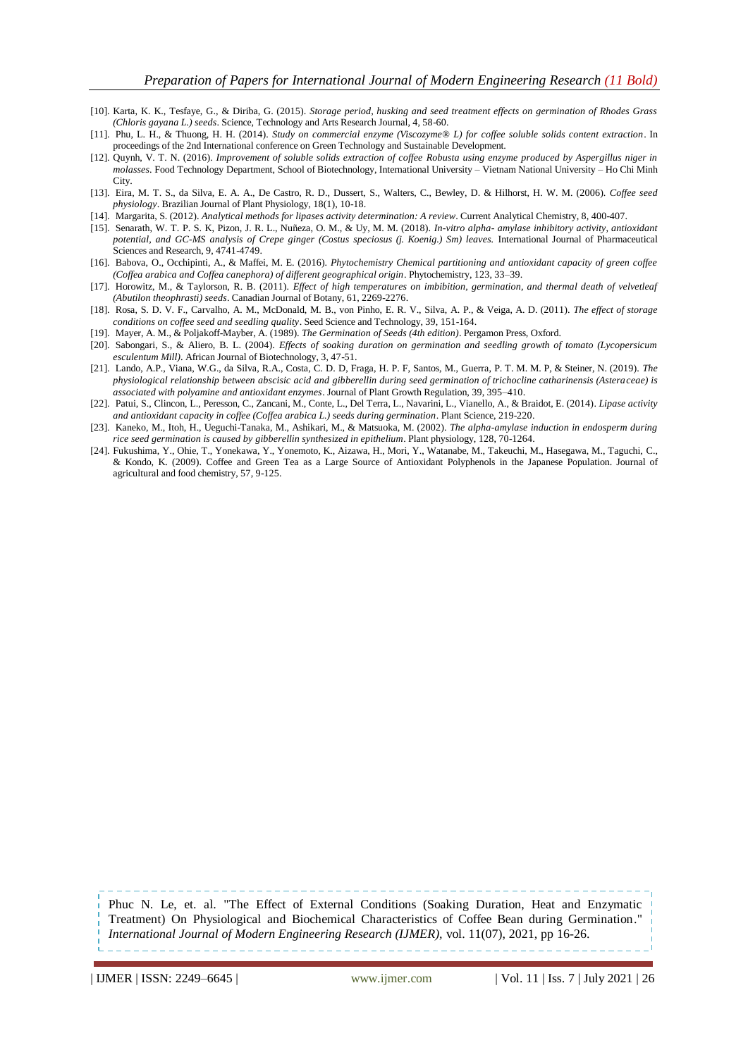[10]. Karta, K. K., Tesfaye, G., & Diriba, G. (2015). *Storage period, husking and seed treatment effects on germination of Rhodes Grass (Chloris gayana L.) seeds*. Science, Technology and Arts Research Journal, 4, 58-60.

[11]. Phu, L. H., & Thuong, H. H. (2014). *Study on commercial enzyme (Viscozyme® L) for coffee soluble solids content extraction*. In proceedings of the 2nd International conference on Green Technology and Sustainable Development.

[12]. Quynh, V. T. N. (2016). *Improvement of soluble solids extraction of coffee Robusta using enzyme produced by Aspergillus niger in molasses*. Food Technology Department, School of Biotechnology, International University – Vietnam National University – Ho Chi Minh City.

[13]. Eira, M. T. S., da Silva, E. A. A., De Castro, R. D., Dussert, S., Walters, C., Bewley, D. & Hilhorst, H. W. M. (2006). *Coffee seed physiology*. Brazilian Journal of Plant Physiology, 18(1), 10-18.

[14]. Margarita, S. (2012). *Analytical methods for lipases activity determination: A review*. Current Analytical Chemistry, 8, 400-407.

[15]. Senarath, W. T. P. S. K, Pizon, J. R. L., Nuñeza, O. M., & Uy, M. M. (2018). *In-vitro alpha- amylase inhibitory activity, antioxidant potential, and GC-MS analysis of Crepe ginger (Costus speciosus (j. Koenig.) Sm) leaves.* International Journal of Pharmaceutical Sciences and Research, 9, 4741-4749.

[16]. Babova, O., Occhipinti, A., & Maffei, M. E. (2016). *Phytochemistry Chemical partitioning and antioxidant capacity of green coffee (Coffea arabica and Coffea canephora) of different geographical origin*. Phytochemistry, 123, 33–39.

[17]. Horowitz, M., & Taylorson, R. B. (2011). *Effect of high temperatures on imbibition, germination, and thermal death of velvetleaf (Abutilon theophrasti) seeds*. Canadian Journal of Botany, 61, 2269-2276.

[18]. Rosa, S. D. V. F., Carvalho, A. M., McDonald, M. B., von Pinho, E. R. V., Silva, A. P., & Veiga, A. D. (2011). *The effect of storage conditions on coffee seed and seedling quality*. Seed Science and Technology, 39, 151-164.

[19]. Mayer, A. M., & Poljakoff-Mayber, A. (1989). *The Germination of Seeds (4th edition)*. Pergamon Press, Oxford.

[20]. Sabongari, S., & Aliero, B. L. (2004). *Effects of soaking duration on germination and seedling growth of tomato (Lycopersicum esculentum Mill)*. African Journal of Biotechnology, 3, 47-51.

[21]. Lando, A.P., Viana, W.G., da Silva, R.A., Costa, C. D. D, Fraga, H. P. F, Santos, M., Guerra, P. T. M. M. P, & Steiner, N. (2019). *The physiological relationship between abscisic acid and gibberellin during seed germination of trichocline catharinensis (Asteraceae) is associated with polyamine and antioxidant enzymes*. Journal of Plant Growth Regulation, 39, 395–410.

[22]. Patui, S., Clincon, L., Peresson, C., Zancani, M., Conte, L., Del Terra, L., Navarini, L., Vianello, A., & Braidot, E. (2014). *Lipase activity and antioxidant capacity in coffee (Coffea arabica L.) seeds during germination*. Plant Science, 219-220.

[23]. Kaneko, M., Itoh, H., Ueguchi-Tanaka, M., Ashikari, M., & Matsuoka, M. (2002). *The alpha-amylase induction in endosperm during rice seed germination is caused by gibberellin synthesized in epithelium*. Plant physiology, 128, 70-1264.

[24]. Fukushima, Y., Ohie, T., Yonekawa, Y., Yonemoto, K., Aizawa, H., Mori, Y., Watanabe, M., Takeuchi, M., Hasegawa, M., Taguchi, C., & Kondo, K. (2009). Coffee and Green Tea as a Large Source of Antioxidant Polyphenols in the Japanese Population. Journal of agricultural and food chemistry, 57, 9-125.

Phuc N. Le, et. al. "The Effect of External Conditions (Soaking Duration, Heat and Enzymatic Treatment) On Physiological and Biochemical Characteristics of Coffee Bean during Germination." *International Journal of Modern Engineering Research (IJMER)*, vol. 11(07), 2021, pp 16-26.